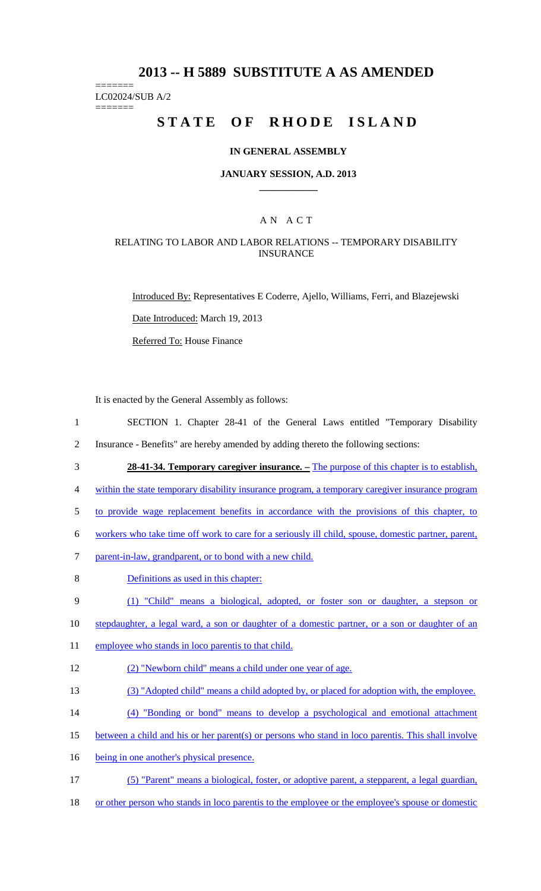# 2013 -- H 5889 SUBSTITUTE A AS AMENDED

=======
LC02024/SUB A/2
=======

# STATE OF RHODE ISLAND

## IN GENERAL ASSEMBLY

### JANUARY SESSION, A.D. 2013

---

## A N A C T

### RELATING TO LABOR AND LABOR RELATIONS -- TEMPORARY DISABILITY INSURANCE

Introduced By: Representatives E Coderre, Ajello, Williams, Ferri, and Blazejewski

Date Introduced: March 19, 2013

Referred To: House Finance

It is enacted by the General Assembly as follows:

1 SECTION 1. Chapter 28-41 of the General Laws entitled "Temporary Disability
2 Insurance - Benefits" are hereby amended by adding thereto the following sections:

3 **28-41-34. Temporary caregiver insurance. –** The purpose of this chapter is to establish,
4 within the state temporary disability insurance program, a temporary caregiver insurance program
5 to provide wage replacement benefits in accordance with the provisions of this chapter, to
6 workers who take time off work to care for a seriously ill child, spouse, domestic partner, parent,
7 parent-in-law, grandparent, or to bond with a new child.

8 Definitions as used in this chapter:

9 (1) "Child" means a biological, adopted, or foster son or daughter, a stepson or
10 stepdaughter, a legal ward, a son or daughter of a domestic partner, or a son or daughter of an
11 employee who stands in loco parentis to that child.

12 (2) "Newborn child" means a child under one year of age.

13 (3) "Adopted child" means a child adopted by, or placed for adoption with, the employee.

14 (4) "Bonding or bond" means to develop a psychological and emotional attachment
15 between a child and his or her parent(s) or persons who stand in loco parentis. This shall involve
16 being in one another's physical presence.

17 (5) "Parent" means a biological, foster, or adoptive parent, a stepparent, a legal guardian,
18 or other person who stands in loco parentis to the employee or the employee's spouse or domestic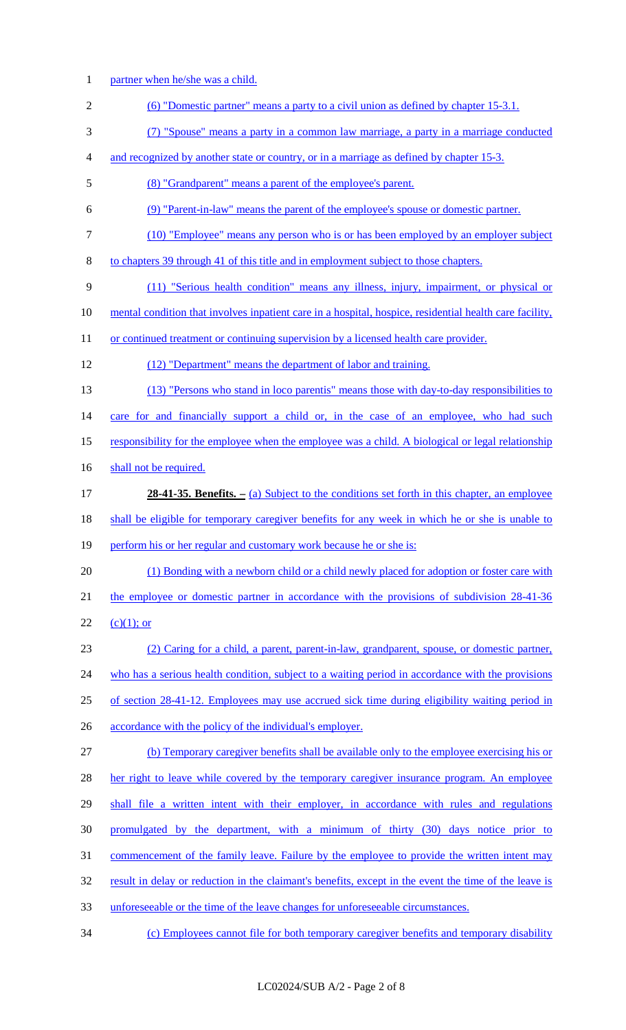partner when he/she was a child.

(6) "Domestic partner" means a party to a civil union as defined by chapter 15-3.1.

(7) "Spouse" means a party in a common law marriage, a party in a marriage conducted and recognized by another state or country, or in a marriage as defined by chapter 15-3.

(8) "Grandparent" means a parent of the employee's parent.

(9) "Parent-in-law" means the parent of the employee's spouse or domestic partner.

(10) "Employee" means any person who is or has been employed by an employer subject to chapters 39 through 41 of this title and in employment subject to those chapters.

(11) "Serious health condition" means any illness, injury, impairment, or physical or mental condition that involves inpatient care in a hospital, hospice, residential health care facility, or continued treatment or continuing supervision by a licensed health care provider.

(12) "Department" means the department of labor and training.

(13) "Persons who stand in loco parentis" means those with day-to-day responsibilities to care for and financially support a child or, in the case of an employee, who had such responsibility for the employee when the employee was a child. A biological or legal relationship shall not be required.

**28-41-35. Benefits. –** (a) Subject to the conditions set forth in this chapter, an employee shall be eligible for temporary caregiver benefits for any week in which he or she is unable to perform his or her regular and customary work because he or she is:

(1) Bonding with a newborn child or a child newly placed for adoption or foster care with the employee or domestic partner in accordance with the provisions of subdivision 28-41-36 (c)(1); or

(2) Caring for a child, a parent, parent-in-law, grandparent, spouse, or domestic partner, who has a serious health condition, subject to a waiting period in accordance with the provisions of section 28-41-12. Employees may use accrued sick time during eligibility waiting period in accordance with the policy of the individual's employer.

(b) Temporary caregiver benefits shall be available only to the employee exercising his or her right to leave while covered by the temporary caregiver insurance program. An employee shall file a written intent with their employer, in accordance with rules and regulations promulgated by the department, with a minimum of thirty (30) days notice prior to commencement of the family leave. Failure by the employee to provide the written intent may result in delay or reduction in the claimant's benefits, except in the event the time of the leave is unforeseeable or the time of the leave changes for unforeseeable circumstances.

(c) Employees cannot file for both temporary caregiver benefits and temporary disability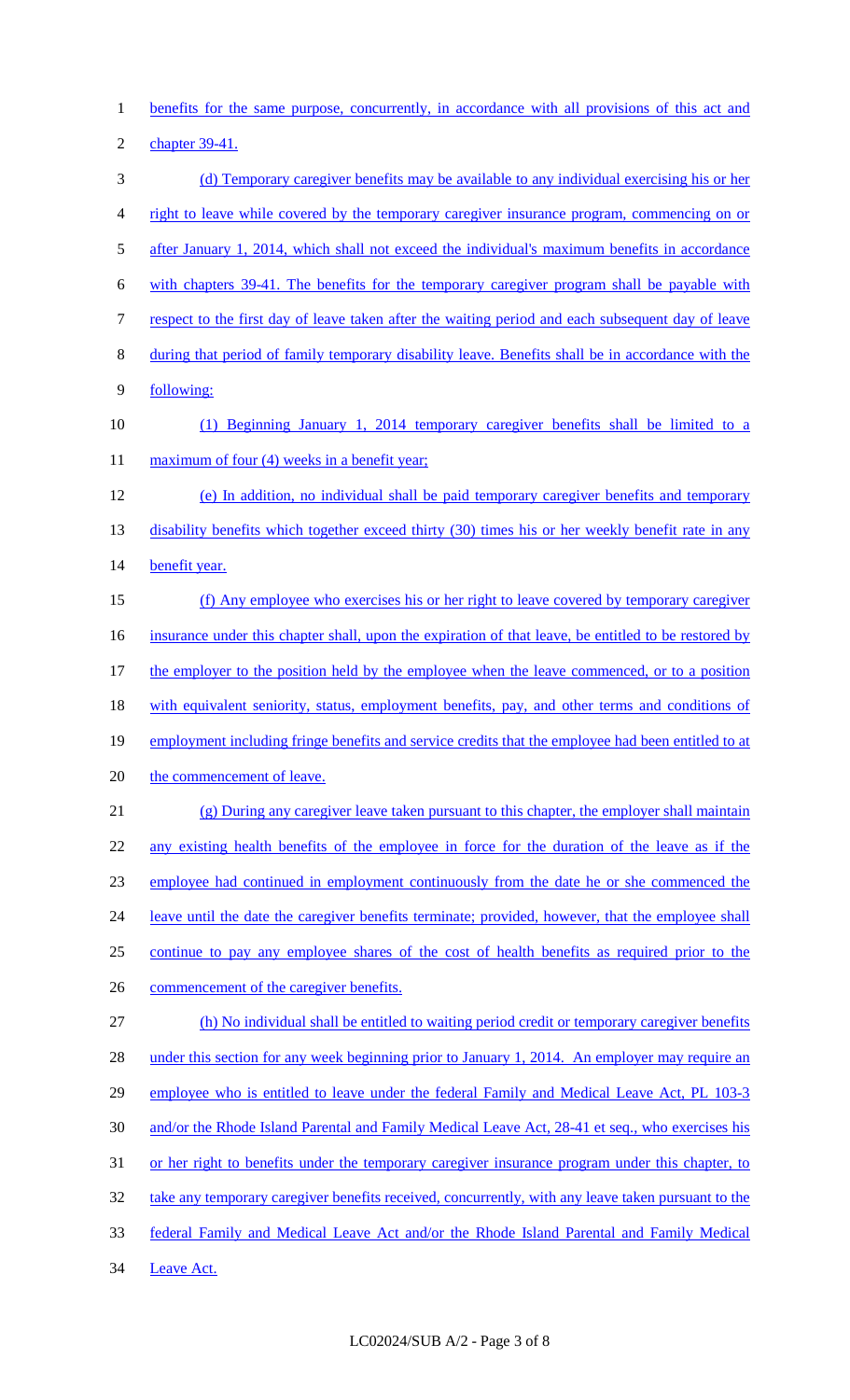benefits for the same purpose, concurrently, in accordance with all provisions of this act and chapter 39-41.

(d) Temporary caregiver benefits may be available to any individual exercising his or her right to leave while covered by the temporary caregiver insurance program, commencing on or after January 1, 2014, which shall not exceed the individual's maximum benefits in accordance with chapters 39-41. The benefits for the temporary caregiver program shall be payable with respect to the first day of leave taken after the waiting period and each subsequent day of leave during that period of family temporary disability leave. Benefits shall be in accordance with the following:

(1) Beginning January 1, 2014 temporary caregiver benefits shall be limited to a maximum of four (4) weeks in a benefit year;

(e) In addition, no individual shall be paid temporary caregiver benefits and temporary disability benefits which together exceed thirty (30) times his or her weekly benefit rate in any benefit year.

(f) Any employee who exercises his or her right to leave covered by temporary caregiver insurance under this chapter shall, upon the expiration of that leave, be entitled to be restored by the employer to the position held by the employee when the leave commenced, or to a position with equivalent seniority, status, employment benefits, pay, and other terms and conditions of employment including fringe benefits and service credits that the employee had been entitled to at the commencement of leave.

(g) During any caregiver leave taken pursuant to this chapter, the employer shall maintain any existing health benefits of the employee in force for the duration of the leave as if the employee had continued in employment continuously from the date he or she commenced the leave until the date the caregiver benefits terminate; provided, however, that the employee shall continue to pay any employee shares of the cost of health benefits as required prior to the commencement of the caregiver benefits.

(h) No individual shall be entitled to waiting period credit or temporary caregiver benefits under this section for any week beginning prior to January 1, 2014. An employer may require an employee who is entitled to leave under the federal Family and Medical Leave Act, PL 103-3 and/or the Rhode Island Parental and Family Medical Leave Act, 28-41 et seq., who exercises his or her right to benefits under the temporary caregiver insurance program under this chapter, to take any temporary caregiver benefits received, concurrently, with any leave taken pursuant to the federal Family and Medical Leave Act and/or the Rhode Island Parental and Family Medical Leave Act.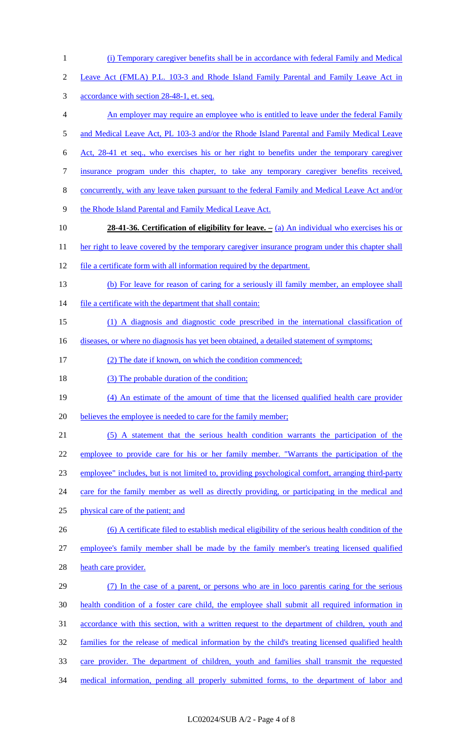(i) Temporary caregiver benefits shall be in accordance with federal Family and Medical Leave Act (FMLA) P.L. 103-3 and Rhode Island Family Parental and Family Leave Act in accordance with section 28-48-1, et. seq.

An employer may require an employee who is entitled to leave under the federal Family and Medical Leave Act, PL 103-3 and/or the Rhode Island Parental and Family Medical Leave Act, 28-41 et seq., who exercises his or her right to benefits under the temporary caregiver insurance program under this chapter, to take any temporary caregiver benefits received, concurrently, with any leave taken pursuant to the federal Family and Medical Leave Act and/or the Rhode Island Parental and Family Medical Leave Act.

**28-41-36. Certification of eligibility for leave. –** (a) An individual who exercises his or her right to leave covered by the temporary caregiver insurance program under this chapter shall file a certificate form with all information required by the department.

(b) For leave for reason of caring for a seriously ill family member, an employee shall file a certificate with the department that shall contain:

(1) A diagnosis and diagnostic code prescribed in the international classification of diseases, or where no diagnosis has yet been obtained, a detailed statement of symptoms;

(2) The date if known, on which the condition commenced;

(3) The probable duration of the condition;

(4) An estimate of the amount of time that the licensed qualified health care provider believes the employee is needed to care for the family member;

(5) A statement that the serious health condition warrants the participation of the employee to provide care for his or her family member. "Warrants the participation of the employee" includes, but is not limited to, providing psychological comfort, arranging third-party care for the family member as well as directly providing, or participating in the medical and physical care of the patient; and

(6) A certificate filed to establish medical eligibility of the serious health condition of the employee's family member shall be made by the family member's treating licensed qualified heath care provider.

(7) In the case of a parent, or persons who are in loco parentis caring for the serious health condition of a foster care child, the employee shall submit all required information in accordance with this section, with a written request to the department of children, youth and families for the release of medical information by the child's treating licensed qualified health care provider. The department of children, youth and families shall transmit the requested medical information, pending all properly submitted forms, to the department of labor and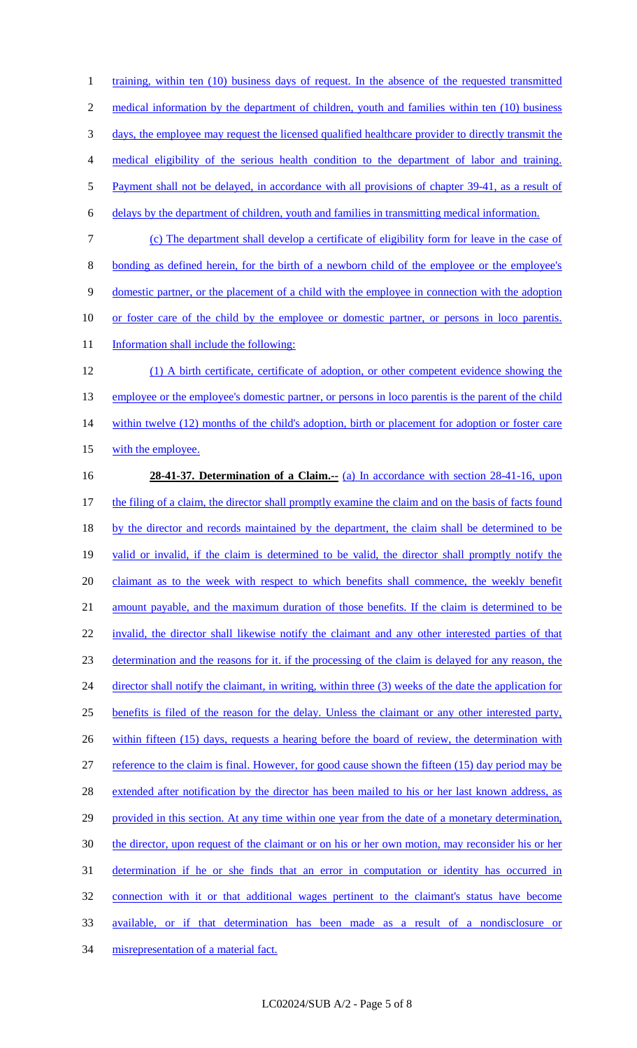training, within ten (10) business days of request. In the absence of the requested transmitted medical information by the department of children, youth and families within ten (10) business days, the employee may request the licensed qualified healthcare provider to directly transmit the medical eligibility of the serious health condition to the department of labor and training. Payment shall not be delayed, in accordance with all provisions of chapter 39-41, as a result of delays by the department of children, youth and families in transmitting medical information.

(c) The department shall develop a certificate of eligibility form for leave in the case of bonding as defined herein, for the birth of a newborn child of the employee or the employee's domestic partner, or the placement of a child with the employee in connection with the adoption or foster care of the child by the employee or domestic partner, or persons in loco parentis. Information shall include the following:

(1) A birth certificate, certificate of adoption, or other competent evidence showing the employee or the employee's domestic partner, or persons in loco parentis is the parent of the child within twelve (12) months of the child's adoption, birth or placement for adoption or foster care with the employee.

**28-41-37. Determination of a Claim.--** (a) In accordance with section 28-41-16, upon the filing of a claim, the director shall promptly examine the claim and on the basis of facts found by the director and records maintained by the department, the claim shall be determined to be valid or invalid, if the claim is determined to be valid, the director shall promptly notify the claimant as to the week with respect to which benefits shall commence, the weekly benefit amount payable, and the maximum duration of those benefits. If the claim is determined to be invalid, the director shall likewise notify the claimant and any other interested parties of that determination and the reasons for it. if the processing of the claim is delayed for any reason, the director shall notify the claimant, in writing, within three (3) weeks of the date the application for benefits is filed of the reason for the delay. Unless the claimant or any other interested party, within fifteen (15) days, requests a hearing before the board of review, the determination with reference to the claim is final. However, for good cause shown the fifteen (15) day period may be extended after notification by the director has been mailed to his or her last known address, as provided in this section. At any time within one year from the date of a monetary determination, the director, upon request of the claimant or on his or her own motion, may reconsider his or her determination if he or she finds that an error in computation or identity has occurred in connection with it or that additional wages pertinent to the claimant's status have become available, or if that determination has been made as a result of a nondisclosure or misrepresentation of a material fact.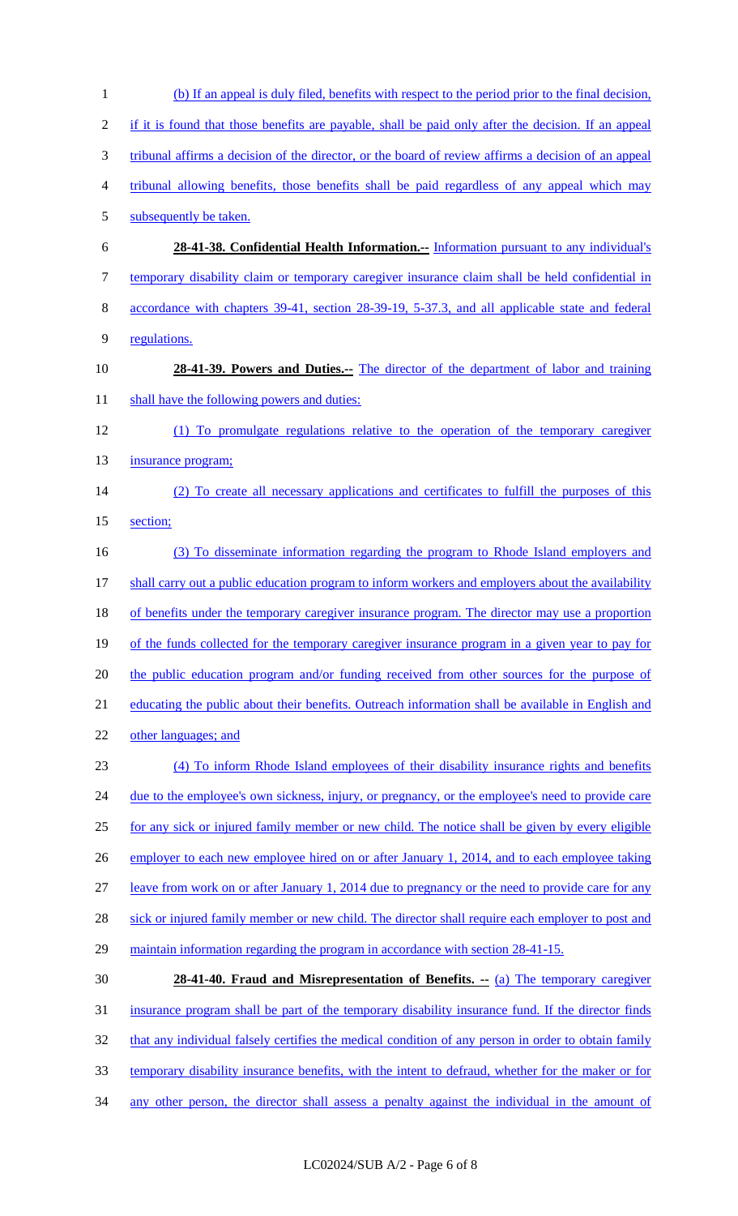(b) If an appeal is duly filed, benefits with respect to the period prior to the final decision, if it is found that those benefits are payable, shall be paid only after the decision. If an appeal tribunal affirms a decision of the director, or the board of review affirms a decision of an appeal tribunal allowing benefits, those benefits shall be paid regardless of any appeal which may subsequently be taken.

**28-41-38. Confidential Health Information.--** Information pursuant to any individual's temporary disability claim or temporary caregiver insurance claim shall be held confidential in accordance with chapters 39-41, section 28-39-19, 5-37.3, and all applicable state and federal regulations.

**28-41-39. Powers and Duties.--** The director of the department of labor and training shall have the following powers and duties:

(1) To promulgate regulations relative to the operation of the temporary caregiver insurance program;

(2) To create all necessary applications and certificates to fulfill the purposes of this section;

(3) To disseminate information regarding the program to Rhode Island employers and shall carry out a public education program to inform workers and employers about the availability of benefits under the temporary caregiver insurance program. The director may use a proportion of the funds collected for the temporary caregiver insurance program in a given year to pay for the public education program and/or funding received from other sources for the purpose of educating the public about their benefits. Outreach information shall be available in English and other languages; and

(4) To inform Rhode Island employees of their disability insurance rights and benefits due to the employee's own sickness, injury, or pregnancy, or the employee's need to provide care for any sick or injured family member or new child. The notice shall be given by every eligible employer to each new employee hired on or after January 1, 2014, and to each employee taking leave from work on or after January 1, 2014 due to pregnancy or the need to provide care for any sick or injured family member or new child. The director shall require each employer to post and maintain information regarding the program in accordance with section 28-41-15.

**28-41-40. Fraud and Misrepresentation of Benefits. --** (a) The temporary caregiver insurance program shall be part of the temporary disability insurance fund. If the director finds that any individual falsely certifies the medical condition of any person in order to obtain family temporary disability insurance benefits, with the intent to defraud, whether for the maker or for any other person, the director shall assess a penalty against the individual in the amount of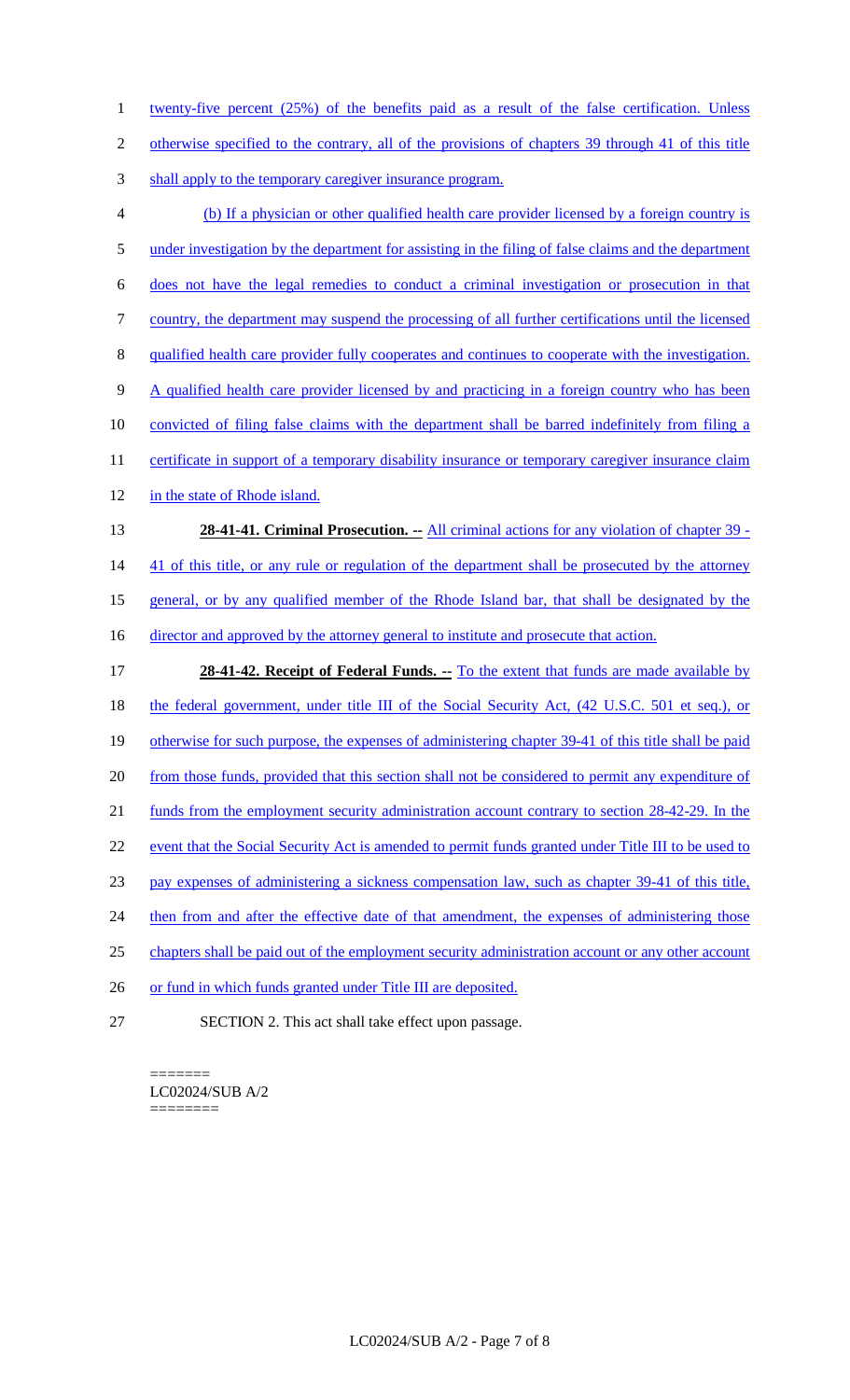twenty-five percent (25%) of the benefits paid as a result of the false certification. Unless otherwise specified to the contrary, all of the provisions of chapters 39 through 41 of this title shall apply to the temporary caregiver insurance program.

(b) If a physician or other qualified health care provider licensed by a foreign country is under investigation by the department for assisting in the filing of false claims and the department does not have the legal remedies to conduct a criminal investigation or prosecution in that country, the department may suspend the processing of all further certifications until the licensed qualified health care provider fully cooperates and continues to cooperate with the investigation. A qualified health care provider licensed by and practicing in a foreign country who has been convicted of filing false claims with the department shall be barred indefinitely from filing a certificate in support of a temporary disability insurance or temporary caregiver insurance claim in the state of Rhode island.

**28-41-41. Criminal Prosecution. --** All criminal actions for any violation of chapter 39 - 41 of this title, or any rule or regulation of the department shall be prosecuted by the attorney general, or by any qualified member of the Rhode Island bar, that shall be designated by the director and approved by the attorney general to institute and prosecute that action.

**28-41-42. Receipt of Federal Funds. --** To the extent that funds are made available by the federal government, under title III of the Social Security Act, (42 U.S.C. 501 et seq.), or otherwise for such purpose, the expenses of administering chapter 39-41 of this title shall be paid from those funds, provided that this section shall not be considered to permit any expenditure of funds from the employment security administration account contrary to section 28-42-29. In the event that the Social Security Act is amended to permit funds granted under Title III to be used to pay expenses of administering a sickness compensation law, such as chapter 39-41 of this title, then from and after the effective date of that amendment, the expenses of administering those chapters shall be paid out of the employment security administration account or any other account or fund in which funds granted under Title III are deposited.

SECTION 2. This act shall take effect upon passage.

=======
LC02024/SUB A/2
========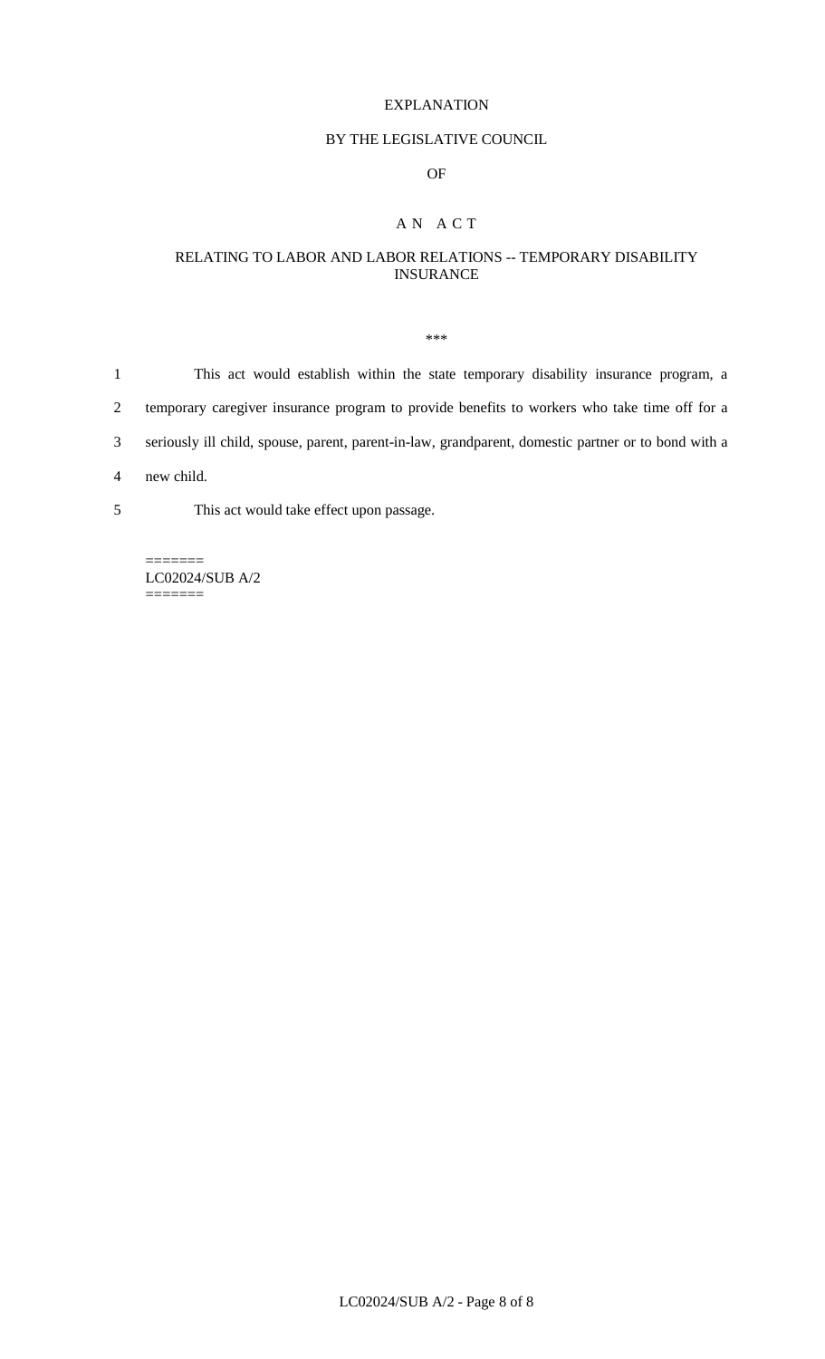EXPLANATION

BY THE LEGISLATIVE COUNCIL

OF

# A N A C T

## RELATING TO LABOR AND LABOR RELATIONS -- TEMPORARY DISABILITY INSURANCE

\*\*\*

This act would establish within the state temporary disability insurance program, a temporary caregiver insurance program to provide benefits to workers who take time off for a seriously ill child, spouse, parent, parent-in-law, grandparent, domestic partner or to bond with a new child.

This act would take effect upon passage.

=======
LC02024/SUB A/2
=======